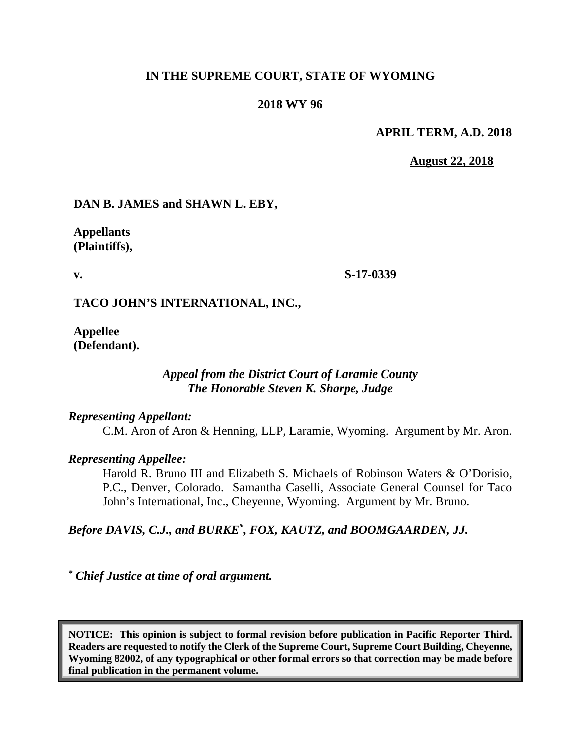**IN THE SUPREME COURT, STATE OF WYOMING**

**2018 WY 96**

**APRIL TERM, A.D. 2018**

**August 22, 2018**

| | |
|---|---|
| **DAN B. JAMES and SHAWN L. EBY,**<br><br>**Appellants (Plaintiffs),**<br><br>**v.**<br><br>**TACO JOHN'S INTERNATIONAL, INC.,**<br><br>**Appellee (Defendant).** | **S-17-0339** |

***Appeal from the District Court of Laramie County***
***The Honorable Steven K. Sharpe, Judge***

***Representing Appellant:***

C.M. Aron of Aron & Henning, LLP, Laramie, Wyoming. Argument by Mr. Aron.

***Representing Appellee:***

Harold R. Bruno III and Elizabeth S. Michaels of Robinson Waters & O'Dorisio, P.C., Denver, Colorado. Samantha Caselli, Associate General Counsel for Taco John's International, Inc., Cheyenne, Wyoming. Argument by Mr. Bruno.

***Before DAVIS, C.J., and BURKE\*, FOX, KAUTZ, and BOOMGAARDEN, JJ.***

***\* Chief Justice at time of oral argument.***

**NOTICE: This opinion is subject to formal revision before publication in Pacific Reporter Third. Readers are requested to notify the Clerk of the Supreme Court, Supreme Court Building, Cheyenne, Wyoming 82002, of any typographical or other formal errors so that correction may be made before final publication in the permanent volume.**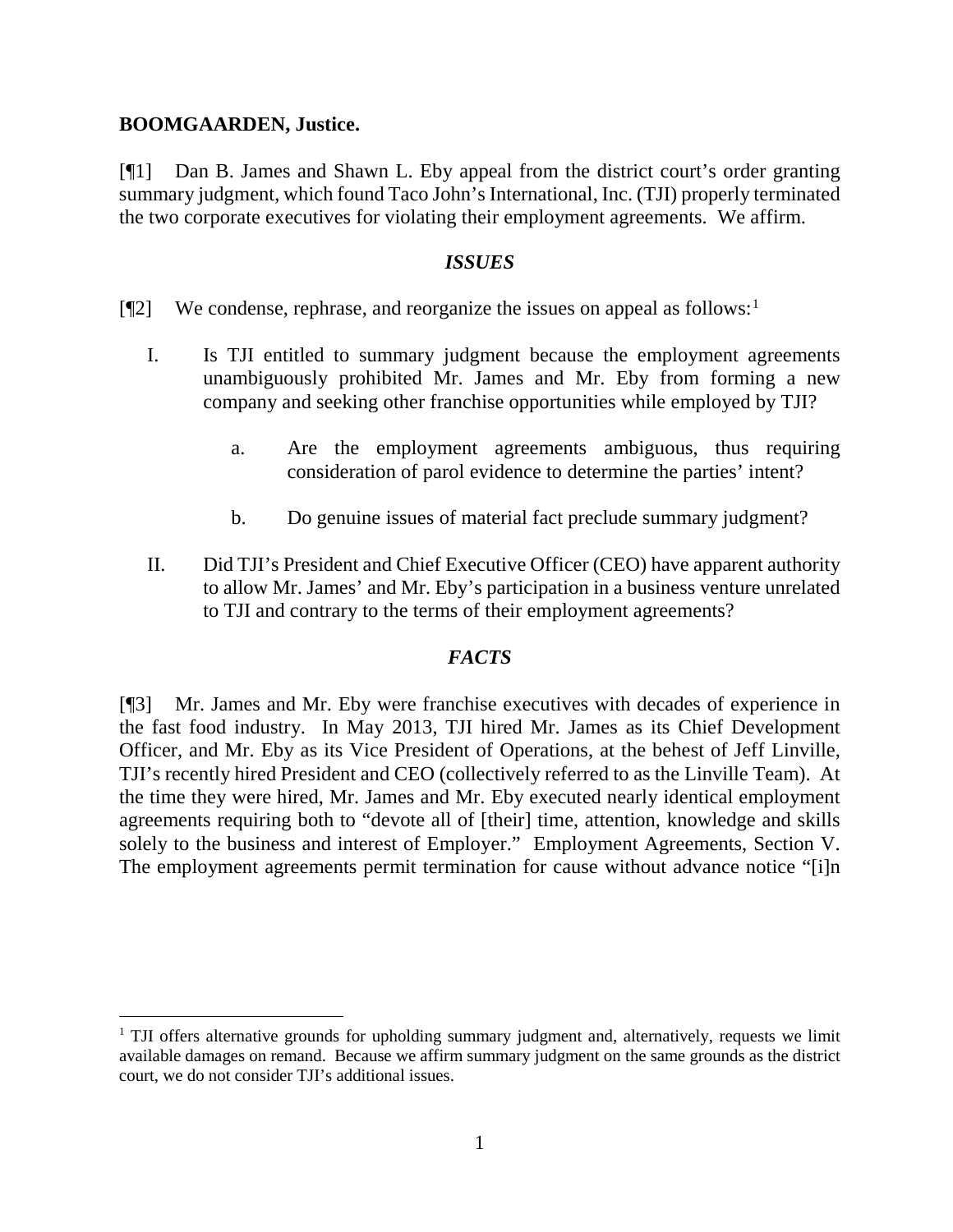**BOOMGAARDEN, Justice.**

[¶1] Dan B. James and Shawn L. Eby appeal from the district court's order granting summary judgment, which found Taco John's International, Inc. (TJI) properly terminated the two corporate executives for violating their employment agreements. We affirm.

## *ISSUES*

[¶2] We condense, rephrase, and reorganize the issues on appeal as follows:[1]

I. Is TJI entitled to summary judgment because the employment agreements unambiguously prohibited Mr. James and Mr. Eby from forming a new company and seeking other franchise opportunities while employed by TJI?

   a. Are the employment agreements ambiguous, thus requiring consideration of parol evidence to determine the parties' intent?

   b. Do genuine issues of material fact preclude summary judgment?

II. Did TJI's President and Chief Executive Officer (CEO) have apparent authority to allow Mr. James' and Mr. Eby's participation in a business venture unrelated to TJI and contrary to the terms of their employment agreements?

## *FACTS*

[¶3] Mr. James and Mr. Eby were franchise executives with decades of experience in the fast food industry. In May 2013, TJI hired Mr. James as its Chief Development Officer, and Mr. Eby as its Vice President of Operations, at the behest of Jeff Linville, TJI's recently hired President and CEO (collectively referred to as the Linville Team). At the time they were hired, Mr. James and Mr. Eby executed nearly identical employment agreements requiring both to "devote all of [their] time, attention, knowledge and skills solely to the business and interest of Employer." Employment Agreements, Section V. The employment agreements permit termination for cause without advance notice "[i]n

---

[1] TJI offers alternative grounds for upholding summary judgment and, alternatively, requests we limit available damages on remand. Because we affirm summary judgment on the same grounds as the district court, we do not consider TJI's additional issues.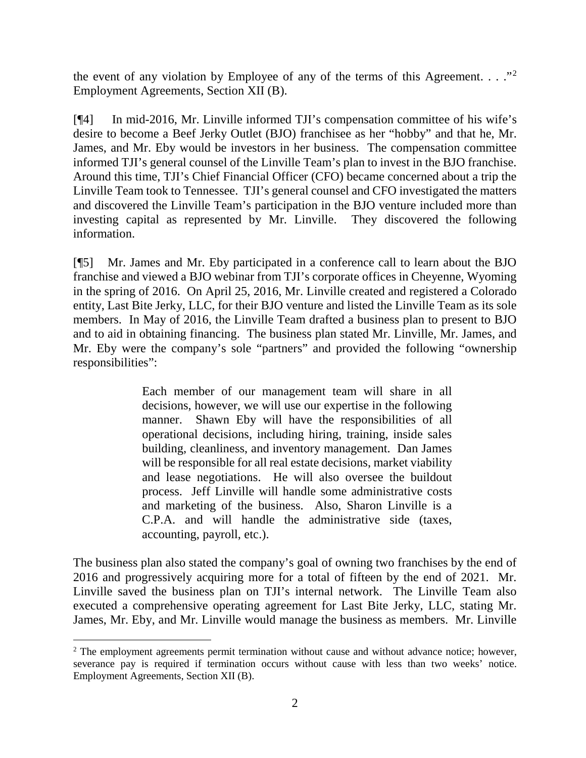the event of any violation by Employee of any of the terms of this Agreement. . . ."[2] Employment Agreements, Section XII (B).

[¶4] In mid-2016, Mr. Linville informed TJI's compensation committee of his wife's desire to become a Beef Jerky Outlet (BJO) franchisee as her "hobby" and that he, Mr. James, and Mr. Eby would be investors in her business. The compensation committee informed TJI's general counsel of the Linville Team's plan to invest in the BJO franchise. Around this time, TJI's Chief Financial Officer (CFO) became concerned about a trip the Linville Team took to Tennessee. TJI's general counsel and CFO investigated the matters and discovered the Linville Team's participation in the BJO venture included more than investing capital as represented by Mr. Linville. They discovered the following information.

[¶5] Mr. James and Mr. Eby participated in a conference call to learn about the BJO franchise and viewed a BJO webinar from TJI's corporate offices in Cheyenne, Wyoming in the spring of 2016. On April 25, 2016, Mr. Linville created and registered a Colorado entity, Last Bite Jerky, LLC, for their BJO venture and listed the Linville Team as its sole members. In May of 2016, the Linville Team drafted a business plan to present to BJO and to aid in obtaining financing. The business plan stated Mr. Linville, Mr. James, and Mr. Eby were the company's sole "partners" and provided the following "ownership responsibilities":

> Each member of our management team will share in all decisions, however, we will use our expertise in the following manner. Shawn Eby will have the responsibilities of all operational decisions, including hiring, training, inside sales building, cleanliness, and inventory management. Dan James will be responsible for all real estate decisions, market viability and lease negotiations. He will also oversee the buildout process. Jeff Linville will handle some administrative costs and marketing of the business. Also, Sharon Linville is a C.P.A. and will handle the administrative side (taxes, accounting, payroll, etc.).

The business plan also stated the company's goal of owning two franchises by the end of 2016 and progressively acquiring more for a total of fifteen by the end of 2021. Mr. Linville saved the business plan on TJI's internal network. The Linville Team also executed a comprehensive operating agreement for Last Bite Jerky, LLC, stating Mr. James, Mr. Eby, and Mr. Linville would manage the business as members. Mr. Linville

[2] The employment agreements permit termination without cause and without advance notice; however, severance pay is required if termination occurs without cause with less than two weeks' notice. Employment Agreements, Section XII (B).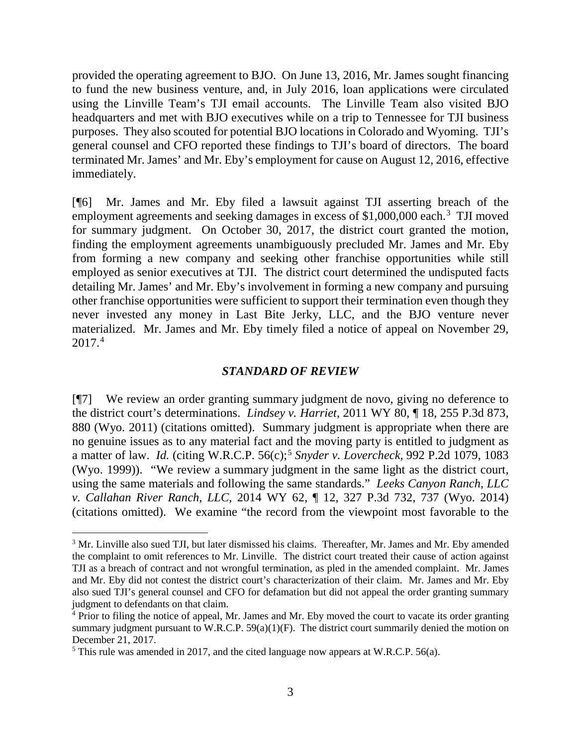provided the operating agreement to BJO. On June 13, 2016, Mr. James sought financing to fund the new business venture, and, in July 2016, loan applications were circulated using the Linville Team's TJI email accounts. The Linville Team also visited BJO headquarters and met with BJO executives while on a trip to Tennessee for TJI business purposes. They also scouted for potential BJO locations in Colorado and Wyoming. TJI's general counsel and CFO reported these findings to TJI's board of directors. The board terminated Mr. James' and Mr. Eby's employment for cause on August 12, 2016, effective immediately.

[¶6] Mr. James and Mr. Eby filed a lawsuit against TJI asserting breach of the employment agreements and seeking damages in excess of $1,000,000 each.[3] TJI moved for summary judgment. On October 30, 2017, the district court granted the motion, finding the employment agreements unambiguously precluded Mr. James and Mr. Eby from forming a new company and seeking other franchise opportunities while still employed as senior executives at TJI. The district court determined the undisputed facts detailing Mr. James' and Mr. Eby's involvement in forming a new company and pursuing other franchise opportunities were sufficient to support their termination even though they never invested any money in Last Bite Jerky, LLC, and the BJO venture never materialized. Mr. James and Mr. Eby timely filed a notice of appeal on November 29, 2017.[4]

### *STANDARD OF REVIEW*

[¶7] We review an order granting summary judgment de novo, giving no deference to the district court's determinations. *Lindsey v. Harriet*, 2011 WY 80, ¶ 18, 255 P.3d 873, 880 (Wyo. 2011) (citations omitted). Summary judgment is appropriate when there are no genuine issues as to any material fact and the moving party is entitled to judgment as a matter of law. *Id.* (citing W.R.C.P. 56(c);[5] *Snyder v. Lovercheck*, 992 P.2d 1079, 1083 (Wyo. 1999)). "We review a summary judgment in the same light as the district court, using the same materials and following the same standards." *Leeks Canyon Ranch, LLC v. Callahan River Ranch, LLC*, 2014 WY 62, ¶ 12, 327 P.3d 732, 737 (Wyo. 2014) (citations omitted). We examine "the record from the viewpoint most favorable to the

---

[3] Mr. Linville also sued TJI, but later dismissed his claims. Thereafter, Mr. James and Mr. Eby amended the complaint to omit references to Mr. Linville. The district court treated their cause of action against TJI as a breach of contract and not wrongful termination, as pled in the amended complaint. Mr. James and Mr. Eby did not contest the district court's characterization of their claim. Mr. James and Mr. Eby also sued TJI's general counsel and CFO for defamation but did not appeal the order granting summary judgment to defendants on that claim.

[4] Prior to filing the notice of appeal, Mr. James and Mr. Eby moved the court to vacate its order granting summary judgment pursuant to W.R.C.P. 59(a)(1)(F). The district court summarily denied the motion on December 21, 2017.

[5] This rule was amended in 2017, and the cited language now appears at W.R.C.P. 56(a).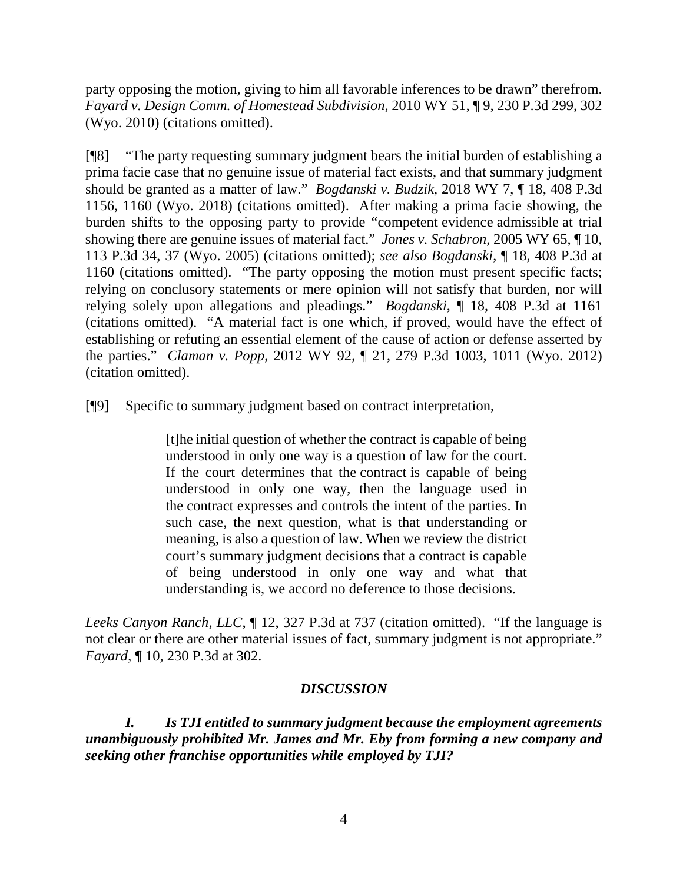party opposing the motion, giving to him all favorable inferences to be drawn" therefrom. *Fayard v. Design Comm. of Homestead Subdivision*, 2010 WY 51, ¶ 9, 230 P.3d 299, 302 (Wyo. 2010) (citations omitted).

[¶8] "The party requesting summary judgment bears the initial burden of establishing a prima facie case that no genuine issue of material fact exists, and that summary judgment should be granted as a matter of law." *Bogdanski v. Budzik*, 2018 WY 7, ¶ 18, 408 P.3d 1156, 1160 (Wyo. 2018) (citations omitted). After making a prima facie showing, the burden shifts to the opposing party to provide "competent evidence admissible at trial showing there are genuine issues of material fact." *Jones v. Schabron*, 2005 WY 65, ¶ 10, 113 P.3d 34, 37 (Wyo. 2005) (citations omitted); *see also Bogdanski*, ¶ 18, 408 P.3d at 1160 (citations omitted). "The party opposing the motion must present specific facts; relying on conclusory statements or mere opinion will not satisfy that burden, nor will relying solely upon allegations and pleadings." *Bogdanski*, ¶ 18, 408 P.3d at 1161 (citations omitted). "A material fact is one which, if proved, would have the effect of establishing or refuting an essential element of the cause of action or defense asserted by the parties." *Claman v. Popp*, 2012 WY 92, ¶ 21, 279 P.3d 1003, 1011 (Wyo. 2012) (citation omitted).

[¶9] Specific to summary judgment based on contract interpretation,

> [t]he initial question of whether the contract is capable of being understood in only one way is a question of law for the court. If the court determines that the contract is capable of being understood in only one way, then the language used in the contract expresses and controls the intent of the parties. In such case, the next question, what is that understanding or meaning, is also a question of law. When we review the district court's summary judgment decisions that a contract is capable of being understood in only one way and what that understanding is, we accord no deference to those decisions.

*Leeks Canyon Ranch, LLC*, ¶ 12, 327 P.3d at 737 (citation omitted). "If the language is not clear or there are other material issues of fact, summary judgment is not appropriate." *Fayard*, ¶ 10, 230 P.3d at 302.

## *DISCUSSION*

### *I. Is TJI entitled to summary judgment because the employment agreements unambiguously prohibited Mr. James and Mr. Eby from forming a new company and seeking other franchise opportunities while employed by TJI?*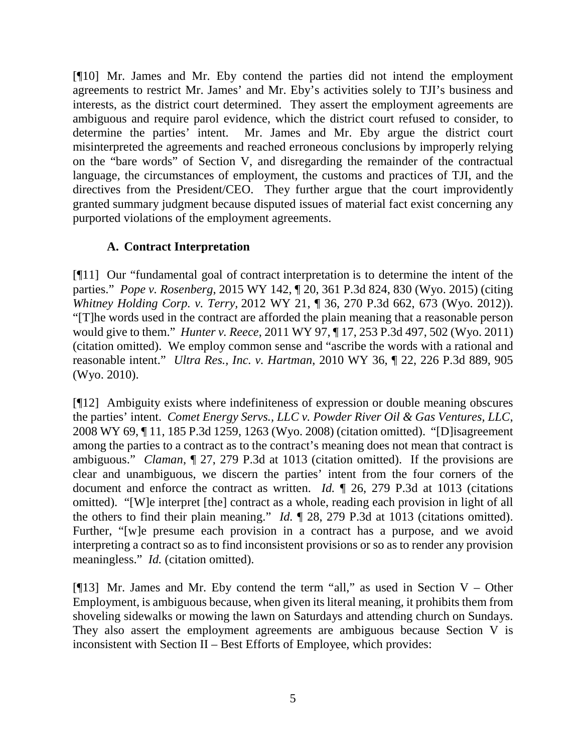[¶10] Mr. James and Mr. Eby contend the parties did not intend the employment agreements to restrict Mr. James' and Mr. Eby's activities solely to TJI's business and interests, as the district court determined. They assert the employment agreements are ambiguous and require parol evidence, which the district court refused to consider, to determine the parties' intent. Mr. James and Mr. Eby argue the district court misinterpreted the agreements and reached erroneous conclusions by improperly relying on the "bare words" of Section V, and disregarding the remainder of the contractual language, the circumstances of employment, the customs and practices of TJI, and the directives from the President/CEO. They further argue that the court improvidently granted summary judgment because disputed issues of material fact exist concerning any purported violations of the employment agreements.

### A. Contract Interpretation

[¶11] Our "fundamental goal of contract interpretation is to determine the intent of the parties." *Pope v. Rosenberg*, 2015 WY 142, ¶ 20, 361 P.3d 824, 830 (Wyo. 2015) (citing *Whitney Holding Corp. v. Terry*, 2012 WY 21, ¶ 36, 270 P.3d 662, 673 (Wyo. 2012)). "[T]he words used in the contract are afforded the plain meaning that a reasonable person would give to them." *Hunter v. Reece*, 2011 WY 97, ¶ 17, 253 P.3d 497, 502 (Wyo. 2011) (citation omitted). We employ common sense and "ascribe the words with a rational and reasonable intent." *Ultra Res., Inc. v. Hartman*, 2010 WY 36, ¶ 22, 226 P.3d 889, 905 (Wyo. 2010).

[¶12] Ambiguity exists where indefiniteness of expression or double meaning obscures the parties' intent. *Comet Energy Servs., LLC v. Powder River Oil & Gas Ventures, LLC*, 2008 WY 69, ¶ 11, 185 P.3d 1259, 1263 (Wyo. 2008) (citation omitted). "[D]isagreement among the parties to a contract as to the contract's meaning does not mean that contract is ambiguous." *Claman*, ¶ 27, 279 P.3d at 1013 (citation omitted). If the provisions are clear and unambiguous, we discern the parties' intent from the four corners of the document and enforce the contract as written. *Id.* ¶ 26, 279 P.3d at 1013 (citations omitted). "[W]e interpret [the] contract as a whole, reading each provision in light of all the others to find their plain meaning." *Id.* ¶ 28, 279 P.3d at 1013 (citations omitted). Further, "[w]e presume each provision in a contract has a purpose, and we avoid interpreting a contract so as to find inconsistent provisions or so as to render any provision meaningless." *Id.* (citation omitted).

[¶13] Mr. James and Mr. Eby contend the term "all," as used in Section V – Other Employment, is ambiguous because, when given its literal meaning, it prohibits them from shoveling sidewalks or mowing the lawn on Saturdays and attending church on Sundays. They also assert the employment agreements are ambiguous because Section V is inconsistent with Section II – Best Efforts of Employee, which provides: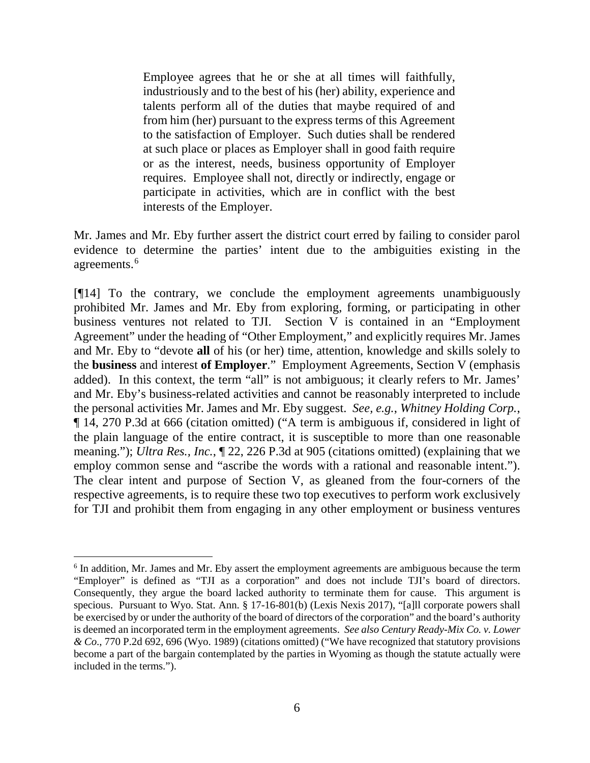> Employee agrees that he or she at all times will faithfully, industriously and to the best of his (her) ability, experience and talents perform all of the duties that maybe required of and from him (her) pursuant to the express terms of this Agreement to the satisfaction of Employer. Such duties shall be rendered at such place or places as Employer shall in good faith require or as the interest, needs, business opportunity of Employer requires. Employee shall not, directly or indirectly, engage or participate in activities, which are in conflict with the best interests of the Employer.

Mr. James and Mr. Eby further assert the district court erred by failing to consider parol evidence to determine the parties' intent due to the ambiguities existing in the agreements.[6]

[¶14] To the contrary, we conclude the employment agreements unambiguously prohibited Mr. James and Mr. Eby from exploring, forming, or participating in other business ventures not related to TJI. Section V is contained in an "Employment Agreement" under the heading of "Other Employment," and explicitly requires Mr. James and Mr. Eby to "devote **all** of his (or her) time, attention, knowledge and skills solely to the **business** and interest **of Employer**." Employment Agreements, Section V (emphasis added). In this context, the term "all" is not ambiguous; it clearly refers to Mr. James' and Mr. Eby's business-related activities and cannot be reasonably interpreted to include the personal activities Mr. James and Mr. Eby suggest. *See, e.g.*, *Whitney Holding Corp.*, ¶ 14, 270 P.3d at 666 (citation omitted) ("A term is ambiguous if, considered in light of the plain language of the entire contract, it is susceptible to more than one reasonable meaning."); *Ultra Res., Inc.*, ¶ 22, 226 P.3d at 905 (citations omitted) (explaining that we employ common sense and "ascribe the words with a rational and reasonable intent."). The clear intent and purpose of Section V, as gleaned from the four-corners of the respective agreements, is to require these two top executives to perform work exclusively for TJI and prohibit them from engaging in any other employment or business ventures

---

[6] In addition, Mr. James and Mr. Eby assert the employment agreements are ambiguous because the term "Employer" is defined as "TJI as a corporation" and does not include TJI's board of directors. Consequently, they argue the board lacked authority to terminate them for cause. This argument is specious. Pursuant to Wyo. Stat. Ann. § 17-16-801(b) (Lexis Nexis 2017), "[a]ll corporate powers shall be exercised by or under the authority of the board of directors of the corporation" and the board's authority is deemed an incorporated term in the employment agreements. *See also Century Ready-Mix Co. v. Lower & Co*., 770 P.2d 692, 696 (Wyo. 1989) (citations omitted) ("We have recognized that statutory provisions become a part of the bargain contemplated by the parties in Wyoming as though the statute actually were included in the terms.").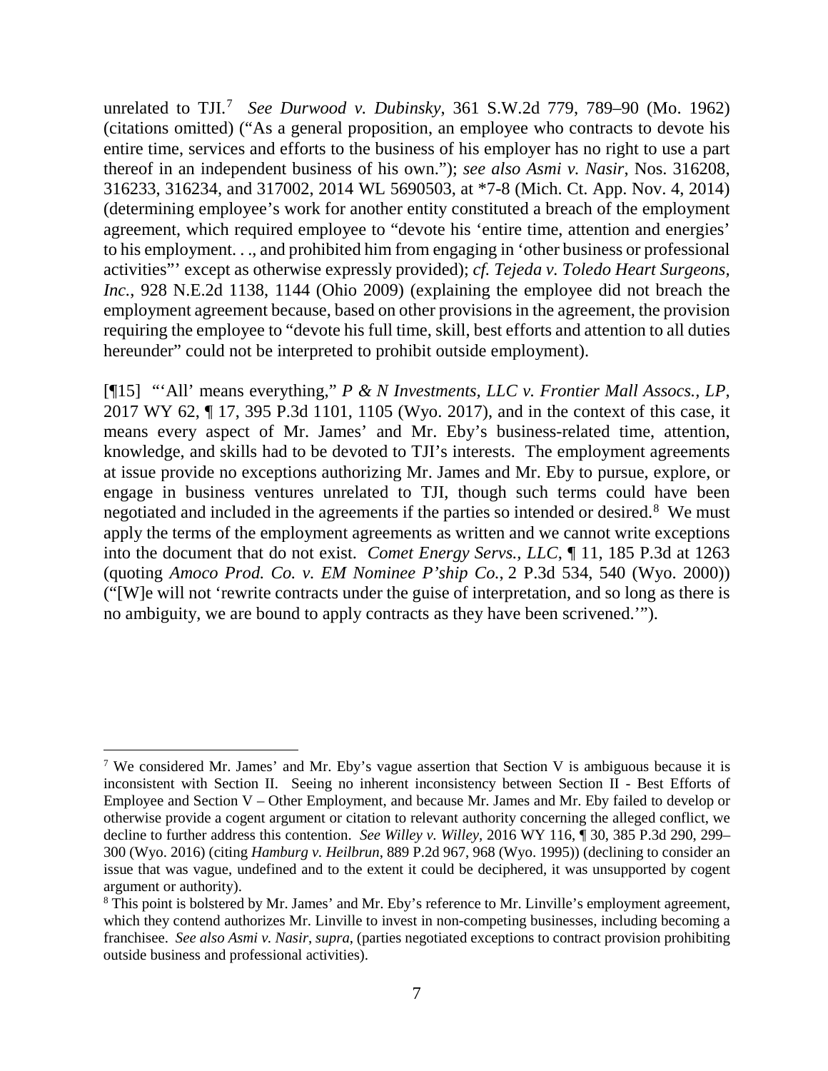unrelated to TJI.[7] *See Durwood v. Dubinsky*, 361 S.W.2d 779, 789–90 (Mo. 1962) (citations omitted) ("As a general proposition, an employee who contracts to devote his entire time, services and efforts to the business of his employer has no right to use a part thereof in an independent business of his own."); *see also Asmi v. Nasir*, Nos. 316208, 316233, 316234, and 317002, 2014 WL 5690503, at *7-8 (Mich. Ct. App. Nov. 4, 2014) (determining employee's work for another entity constituted a breach of the employment agreement, which required employee to "devote his 'entire time, attention and energies' to his employment. . ., and prohibited him from engaging in 'other business or professional activities"' except as otherwise expressly provided); *cf. Tejeda v. Toledo Heart Surgeons, Inc.*, 928 N.E.2d 1138, 1144 (Ohio 2009) (explaining the employee did not breach the employment agreement because, based on other provisions in the agreement, the provision requiring the employee to "devote his full time, skill, best efforts and attention to all duties hereunder" could not be interpreted to prohibit outside employment).

[¶15] "'All' means everything," *P & N Investments, LLC v. Frontier Mall Assocs., LP*, 2017 WY 62, ¶ 17, 395 P.3d 1101, 1105 (Wyo. 2017), and in the context of this case, it means every aspect of Mr. James' and Mr. Eby's business-related time, attention, knowledge, and skills had to be devoted to TJI's interests. The employment agreements at issue provide no exceptions authorizing Mr. James and Mr. Eby to pursue, explore, or engage in business ventures unrelated to TJI, though such terms could have been negotiated and included in the agreements if the parties so intended or desired.[8] We must apply the terms of the employment agreements as written and we cannot write exceptions into the document that do not exist. *Comet Energy Servs., LLC*, ¶ 11, 185 P.3d at 1263 (quoting *Amoco Prod. Co. v. EM Nominee P'ship Co.*, 2 P.3d 534, 540 (Wyo. 2000)) ("[W]e will not 'rewrite contracts under the guise of interpretation, and so long as there is no ambiguity, we are bound to apply contracts as they have been scrivened.'").

---

[7] We considered Mr. James' and Mr. Eby's vague assertion that Section V is ambiguous because it is inconsistent with Section II. Seeing no inherent inconsistency between Section II - Best Efforts of Employee and Section V – Other Employment, and because Mr. James and Mr. Eby failed to develop or otherwise provide a cogent argument or citation to relevant authority concerning the alleged conflict, we decline to further address this contention. *See Willey v. Willey*, 2016 WY 116, ¶ 30, 385 P.3d 290, 299–300 (Wyo. 2016) (citing *Hamburg v. Heilbrun*, 889 P.2d 967, 968 (Wyo. 1995)) (declining to consider an issue that was vague, undefined and to the extent it could be deciphered, it was unsupported by cogent argument or authority).

[8] This point is bolstered by Mr. James' and Mr. Eby's reference to Mr. Linville's employment agreement, which they contend authorizes Mr. Linville to invest in non-competing businesses, including becoming a franchisee. *See also Asmi v. Nasir*, *supra*, (parties negotiated exceptions to contract provision prohibiting outside business and professional activities).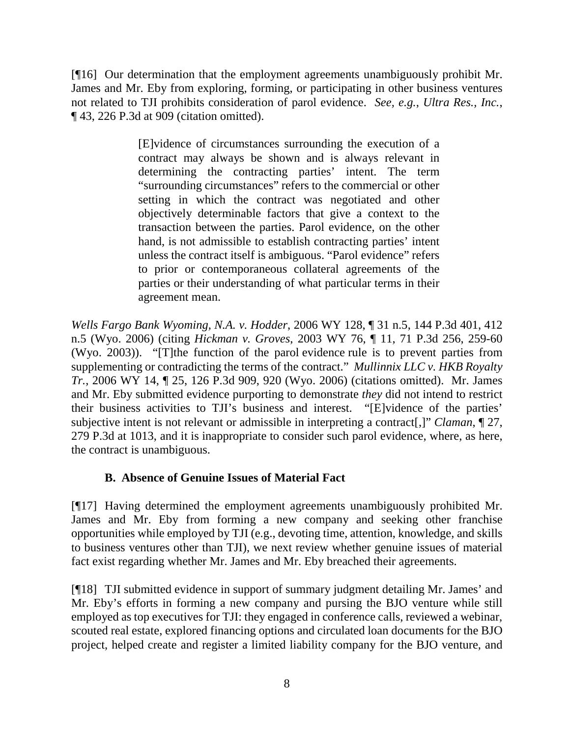[¶16] Our determination that the employment agreements unambiguously prohibit Mr. James and Mr. Eby from exploring, forming, or participating in other business ventures not related to TJI prohibits consideration of parol evidence. *See, e.g.*, *Ultra Res., Inc.*, ¶ 43, 226 P.3d at 909 (citation omitted).

> [E]vidence of circumstances surrounding the execution of a contract may always be shown and is always relevant in determining the contracting parties' intent. The term "surrounding circumstances" refers to the commercial or other setting in which the contract was negotiated and other objectively determinable factors that give a context to the transaction between the parties. Parol evidence, on the other hand, is not admissible to establish contracting parties' intent unless the contract itself is ambiguous. "Parol evidence" refers to prior or contemporaneous collateral agreements of the parties or their understanding of what particular terms in their agreement mean.

*Wells Fargo Bank Wyoming, N.A. v. Hodder*, 2006 WY 128, ¶ 31 n.5, 144 P.3d 401, 412 n.5 (Wyo. 2006) (citing *Hickman v. Groves*, 2003 WY 76, ¶ 11, 71 P.3d 256, 259-60 (Wyo. 2003)). "[T]the function of the parol evidence rule is to prevent parties from supplementing or contradicting the terms of the contract." *Mullinnix LLC v. HKB Royalty Tr.*, 2006 WY 14, ¶ 25, 126 P.3d 909, 920 (Wyo. 2006) (citations omitted). Mr. James and Mr. Eby submitted evidence purporting to demonstrate *they* did not intend to restrict their business activities to TJI's business and interest. "[E]vidence of the parties' subjective intent is not relevant or admissible in interpreting a contract[,]" *Claman*, ¶ 27, 279 P.3d at 1013, and it is inappropriate to consider such parol evidence, where, as here, the contract is unambiguous.

### B. Absence of Genuine Issues of Material Fact

[¶17] Having determined the employment agreements unambiguously prohibited Mr. James and Mr. Eby from forming a new company and seeking other franchise opportunities while employed by TJI (e.g., devoting time, attention, knowledge, and skills to business ventures other than TJI), we next review whether genuine issues of material fact exist regarding whether Mr. James and Mr. Eby breached their agreements.

[¶18] TJI submitted evidence in support of summary judgment detailing Mr. James' and Mr. Eby's efforts in forming a new company and pursing the BJO venture while still employed as top executives for TJI: they engaged in conference calls, reviewed a webinar, scouted real estate, explored financing options and circulated loan documents for the BJO project, helped create and register a limited liability company for the BJO venture, and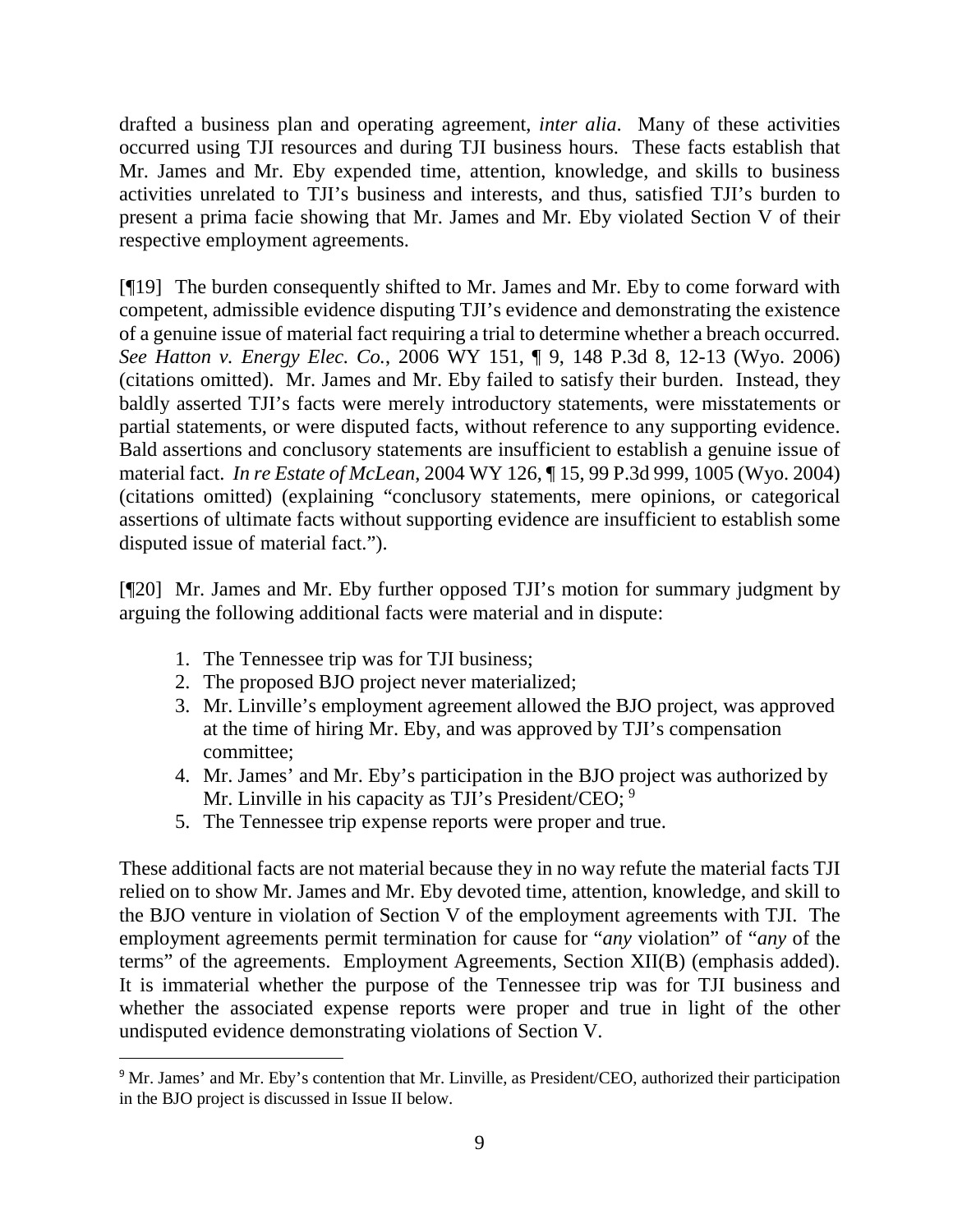drafted a business plan and operating agreement, *inter alia*. Many of these activities occurred using TJI resources and during TJI business hours. These facts establish that Mr. James and Mr. Eby expended time, attention, knowledge, and skills to business activities unrelated to TJI's business and interests, and thus, satisfied TJI's burden to present a prima facie showing that Mr. James and Mr. Eby violated Section V of their respective employment agreements.

[¶19] The burden consequently shifted to Mr. James and Mr. Eby to come forward with competent, admissible evidence disputing TJI's evidence and demonstrating the existence of a genuine issue of material fact requiring a trial to determine whether a breach occurred. *See Hatton v. Energy Elec. Co.*, 2006 WY 151, ¶ 9, 148 P.3d 8, 12-13 (Wyo. 2006) (citations omitted). Mr. James and Mr. Eby failed to satisfy their burden. Instead, they baldly asserted TJI's facts were merely introductory statements, were misstatements or partial statements, or were disputed facts, without reference to any supporting evidence. Bald assertions and conclusory statements are insufficient to establish a genuine issue of material fact. *In re Estate of McLean*, 2004 WY 126, ¶ 15, 99 P.3d 999, 1005 (Wyo. 2004) (citations omitted) (explaining "conclusory statements, mere opinions, or categorical assertions of ultimate facts without supporting evidence are insufficient to establish some disputed issue of material fact.").

[¶20] Mr. James and Mr. Eby further opposed TJI's motion for summary judgment by arguing the following additional facts were material and in dispute:

1. The Tennessee trip was for TJI business;
2. The proposed BJO project never materialized;
3. Mr. Linville's employment agreement allowed the BJO project, was approved at the time of hiring Mr. Eby, and was approved by TJI's compensation committee;
4. Mr. James' and Mr. Eby's participation in the BJO project was authorized by Mr. Linville in his capacity as TJI's President/CEO; [9]
5. The Tennessee trip expense reports were proper and true.

These additional facts are not material because they in no way refute the material facts TJI relied on to show Mr. James and Mr. Eby devoted time, attention, knowledge, and skill to the BJO venture in violation of Section V of the employment agreements with TJI. The employment agreements permit termination for cause for "*any* violation" of "*any* of the terms" of the agreements. Employment Agreements, Section XII(B) (emphasis added). It is immaterial whether the purpose of the Tennessee trip was for TJI business and whether the associated expense reports were proper and true in light of the other undisputed evidence demonstrating violations of Section V.

[9] Mr. James' and Mr. Eby's contention that Mr. Linville, as President/CEO, authorized their participation in the BJO project is discussed in Issue II below.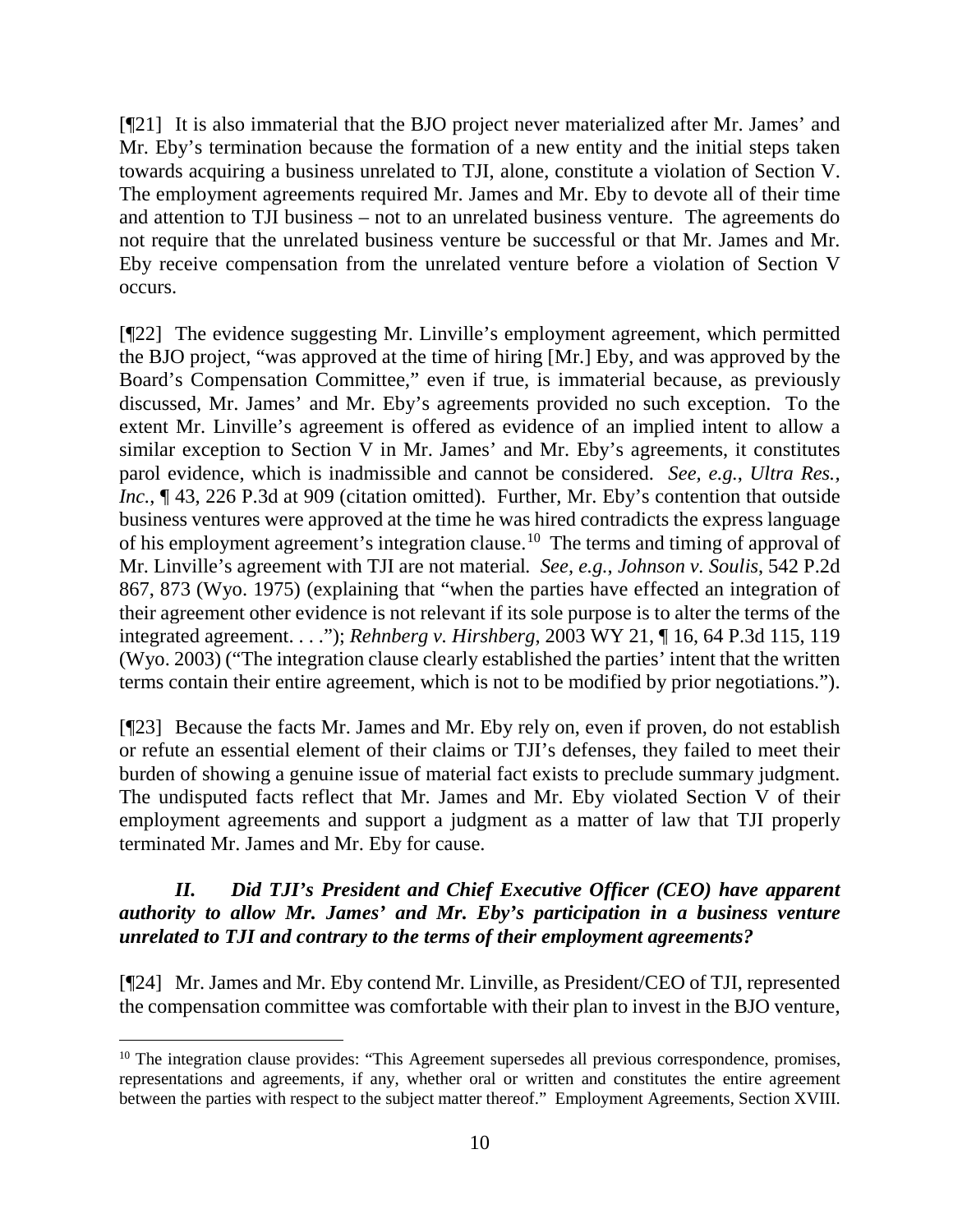[¶21] It is also immaterial that the BJO project never materialized after Mr. James' and Mr. Eby's termination because the formation of a new entity and the initial steps taken towards acquiring a business unrelated to TJI, alone, constitute a violation of Section V. The employment agreements required Mr. James and Mr. Eby to devote all of their time and attention to TJI business – not to an unrelated business venture. The agreements do not require that the unrelated business venture be successful or that Mr. James and Mr. Eby receive compensation from the unrelated venture before a violation of Section V occurs.

[¶22] The evidence suggesting Mr. Linville's employment agreement, which permitted the BJO project, "was approved at the time of hiring [Mr.] Eby, and was approved by the Board's Compensation Committee," even if true, is immaterial because, as previously discussed, Mr. James' and Mr. Eby's agreements provided no such exception. To the extent Mr. Linville's agreement is offered as evidence of an implied intent to allow a similar exception to Section V in Mr. James' and Mr. Eby's agreements, it constitutes parol evidence, which is inadmissible and cannot be considered. *See, e.g.*, *Ultra Res., Inc.*, ¶ 43, 226 P.3d at 909 (citation omitted). Further, Mr. Eby's contention that outside business ventures were approved at the time he was hired contradicts the express language of his employment agreement's integration clause.[10] The terms and timing of approval of Mr. Linville's agreement with TJI are not material. *See, e.g.*, *Johnson v. Soulis*, 542 P.2d 867, 873 (Wyo. 1975) (explaining that "when the parties have effected an integration of their agreement other evidence is not relevant if its sole purpose is to alter the terms of the integrated agreement. . . ."); *Rehnberg v. Hirshberg*, 2003 WY 21, ¶ 16, 64 P.3d 115, 119 (Wyo. 2003) ("The integration clause clearly established the parties' intent that the written terms contain their entire agreement, which is not to be modified by prior negotiations.").

[¶23] Because the facts Mr. James and Mr. Eby rely on, even if proven, do not establish or refute an essential element of their claims or TJI's defenses, they failed to meet their burden of showing a genuine issue of material fact exists to preclude summary judgment. The undisputed facts reflect that Mr. James and Mr. Eby violated Section V of their employment agreements and support a judgment as a matter of law that TJI properly terminated Mr. James and Mr. Eby for cause.

### *II. Did TJI's President and Chief Executive Officer (CEO) have apparent authority to allow Mr. James' and Mr. Eby's participation in a business venture unrelated to TJI and contrary to the terms of their employment agreements?*

[¶24] Mr. James and Mr. Eby contend Mr. Linville, as President/CEO of TJI, represented the compensation committee was comfortable with their plan to invest in the BJO venture,

[10] The integration clause provides: "This Agreement supersedes all previous correspondence, promises, representations and agreements, if any, whether oral or written and constitutes the entire agreement between the parties with respect to the subject matter thereof." Employment Agreements, Section XVIII.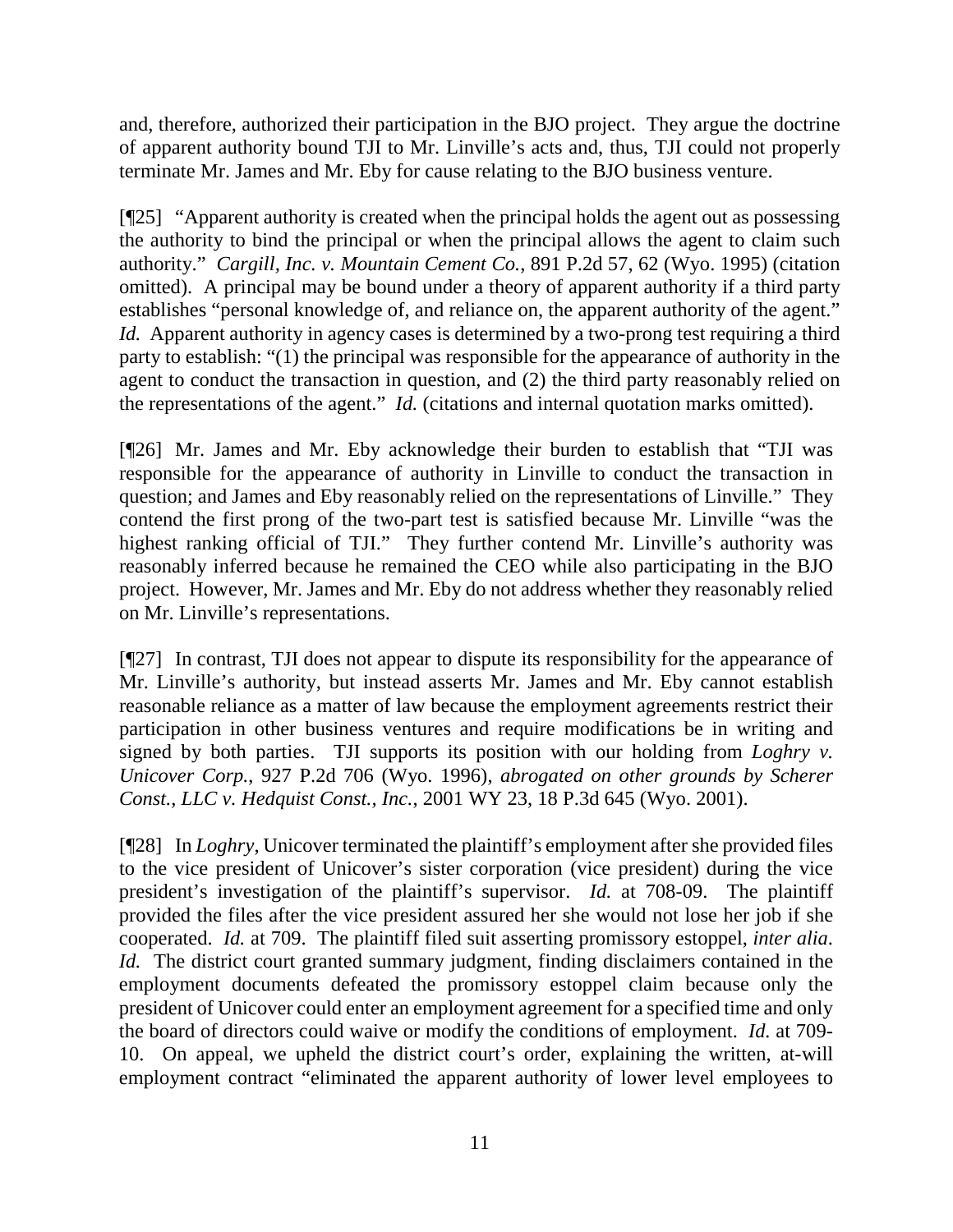and, therefore, authorized their participation in the BJO project. They argue the doctrine of apparent authority bound TJI to Mr. Linville's acts and, thus, TJI could not properly terminate Mr. James and Mr. Eby for cause relating to the BJO business venture.

[¶25] "Apparent authority is created when the principal holds the agent out as possessing the authority to bind the principal or when the principal allows the agent to claim such authority." *Cargill, Inc. v. Mountain Cement Co.*, 891 P.2d 57, 62 (Wyo. 1995) (citation omitted). A principal may be bound under a theory of apparent authority if a third party establishes "personal knowledge of, and reliance on, the apparent authority of the agent." *Id.* Apparent authority in agency cases is determined by a two-prong test requiring a third party to establish: "(1) the principal was responsible for the appearance of authority in the agent to conduct the transaction in question, and (2) the third party reasonably relied on the representations of the agent." *Id.* (citations and internal quotation marks omitted).

[¶26] Mr. James and Mr. Eby acknowledge their burden to establish that "TJI was responsible for the appearance of authority in Linville to conduct the transaction in question; and James and Eby reasonably relied on the representations of Linville." They contend the first prong of the two-part test is satisfied because Mr. Linville "was the highest ranking official of TJI." They further contend Mr. Linville's authority was reasonably inferred because he remained the CEO while also participating in the BJO project. However, Mr. James and Mr. Eby do not address whether they reasonably relied on Mr. Linville's representations.

[¶27] In contrast, TJI does not appear to dispute its responsibility for the appearance of Mr. Linville's authority, but instead asserts Mr. James and Mr. Eby cannot establish reasonable reliance as a matter of law because the employment agreements restrict their participation in other business ventures and require modifications be in writing and signed by both parties. TJI supports its position with our holding from *Loghry v. Unicover Corp.*, 927 P.2d 706 (Wyo. 1996), *abrogated on other grounds by Scherer Const., LLC v. Hedquist Const., Inc.*, 2001 WY 23, 18 P.3d 645 (Wyo. 2001).

[¶28] In *Loghry*, Unicover terminated the plaintiff's employment after she provided files to the vice president of Unicover's sister corporation (vice president) during the vice president's investigation of the plaintiff's supervisor. *Id.* at 708-09. The plaintiff provided the files after the vice president assured her she would not lose her job if she cooperated. *Id.* at 709. The plaintiff filed suit asserting promissory estoppel, *inter alia*. *Id.* The district court granted summary judgment, finding disclaimers contained in the employment documents defeated the promissory estoppel claim because only the president of Unicover could enter an employment agreement for a specified time and only the board of directors could waive or modify the conditions of employment. *Id.* at 709-10. On appeal, we upheld the district court's order, explaining the written, at-will employment contract "eliminated the apparent authority of lower level employees to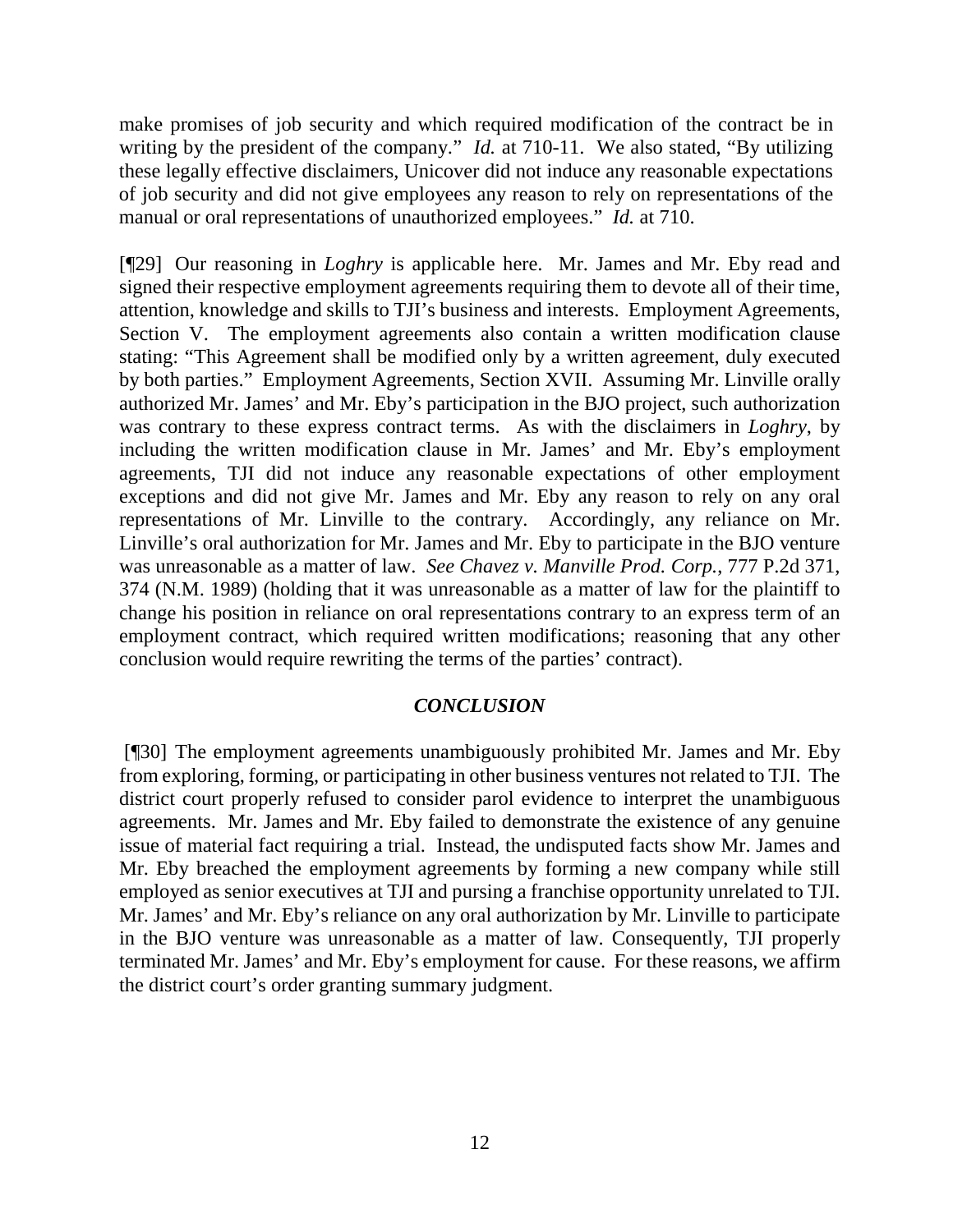make promises of job security and which required modification of the contract be in writing by the president of the company." *Id.* at 710-11. We also stated, "By utilizing these legally effective disclaimers, Unicover did not induce any reasonable expectations of job security and did not give employees any reason to rely on representations of the manual or oral representations of unauthorized employees." *Id.* at 710.

[¶29] Our reasoning in *Loghry* is applicable here. Mr. James and Mr. Eby read and signed their respective employment agreements requiring them to devote all of their time, attention, knowledge and skills to TJI's business and interests. Employment Agreements, Section V. The employment agreements also contain a written modification clause stating: "This Agreement shall be modified only by a written agreement, duly executed by both parties." Employment Agreements, Section XVII. Assuming Mr. Linville orally authorized Mr. James' and Mr. Eby's participation in the BJO project, such authorization was contrary to these express contract terms. As with the disclaimers in *Loghry*, by including the written modification clause in Mr. James' and Mr. Eby's employment agreements, TJI did not induce any reasonable expectations of other employment exceptions and did not give Mr. James and Mr. Eby any reason to rely on any oral representations of Mr. Linville to the contrary. Accordingly, any reliance on Mr. Linville's oral authorization for Mr. James and Mr. Eby to participate in the BJO venture was unreasonable as a matter of law. *See Chavez v. Manville Prod. Corp.*, 777 P.2d 371, 374 (N.M. 1989) (holding that it was unreasonable as a matter of law for the plaintiff to change his position in reliance on oral representations contrary to an express term of an employment contract, which required written modifications; reasoning that any other conclusion would require rewriting the terms of the parties' contract).

## *CONCLUSION*

[¶30] The employment agreements unambiguously prohibited Mr. James and Mr. Eby from exploring, forming, or participating in other business ventures not related to TJI. The district court properly refused to consider parol evidence to interpret the unambiguous agreements. Mr. James and Mr. Eby failed to demonstrate the existence of any genuine issue of material fact requiring a trial. Instead, the undisputed facts show Mr. James and Mr. Eby breached the employment agreements by forming a new company while still employed as senior executives at TJI and pursing a franchise opportunity unrelated to TJI. Mr. James' and Mr. Eby's reliance on any oral authorization by Mr. Linville to participate in the BJO venture was unreasonable as a matter of law. Consequently, TJI properly terminated Mr. James' and Mr. Eby's employment for cause. For these reasons, we affirm the district court's order granting summary judgment.